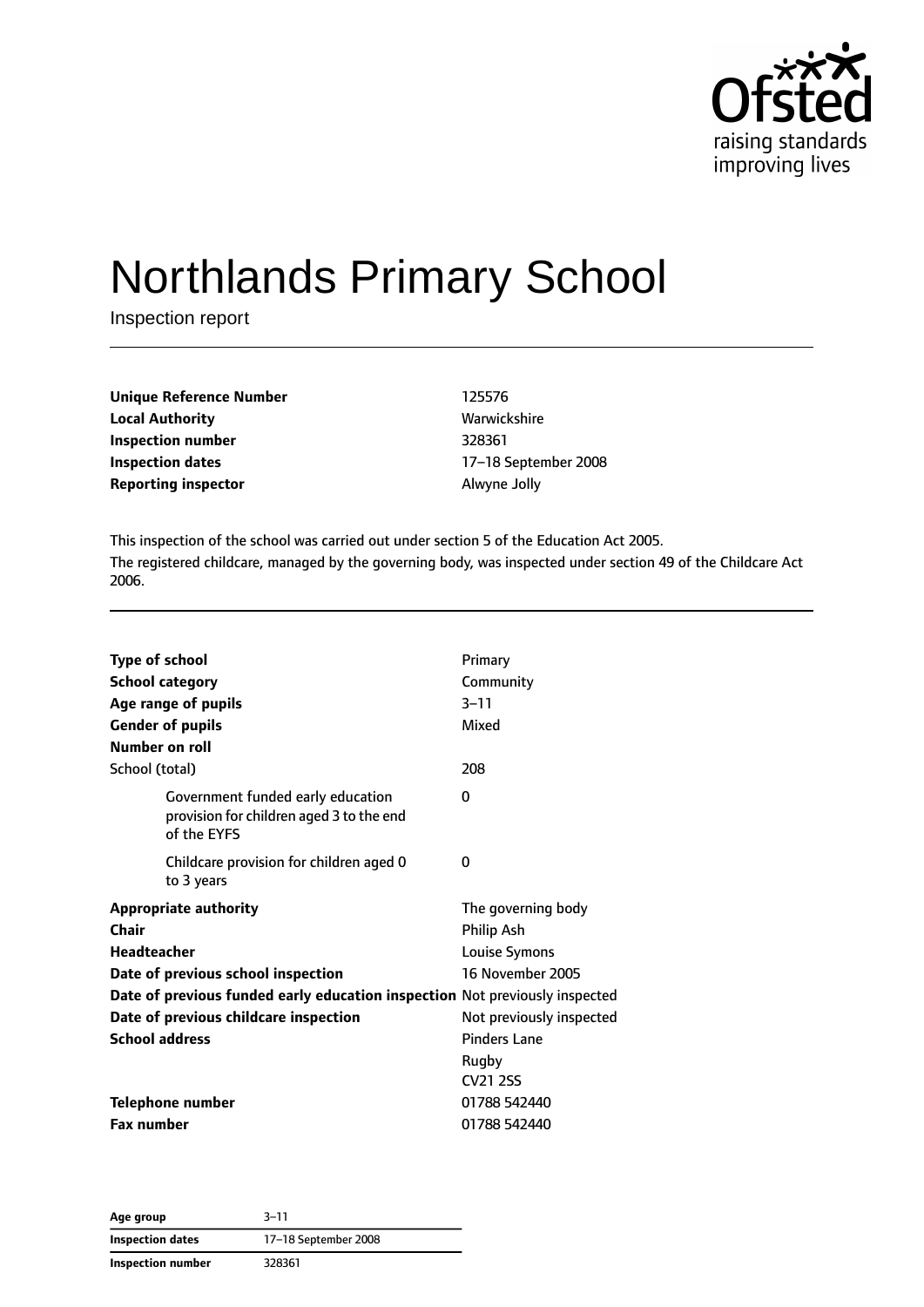# Northlands Primary School

Inspection report

| | |
|---|---|
| **Unique Reference Number** | 125576 |
| **Local Authority** | Warwickshire |
| **Inspection number** | 328361 |
| **Inspection dates** | 17–18 September 2008 |
| **Reporting inspector** | Alwyne Jolly |

This inspection of the school was carried out under section 5 of the Education Act 2005.

The registered childcare, managed by the governing body, was inspected under section 49 of the Childcare Act 2006.

| | |
|---|---|
| **Type of school** | Primary |
| **School category** | Community |
| **Age range of pupils** | 3–11 |
| **Gender of pupils** | Mixed |
| **Number on roll** | |
| School (total) | 208 |
| Government funded early education provision for children aged 3 to the end of the EYFS | 0 |
| Childcare provision for children aged 0 to 3 years | 0 |
| **Appropriate authority** | The governing body |
| **Chair** | Philip Ash |
| **Headteacher** | Louise Symons |
| **Date of previous school inspection** | 16 November 2005 |
| **Date of previous funded early education inspection** | Not previously inspected |
| **Date of previous childcare inspection** | Not previously inspected |
| **School address** | Pinders Lane<br>Rugby<br>CV21 2SS |
| **Telephone number** | 01788 542440 |
| **Fax number** | 01788 542440 |

| | |
|---|---|
| **Age group** | 3–11 |
| **Inspection dates** | 17–18 September 2008 |
| **Inspection number** | 328361 |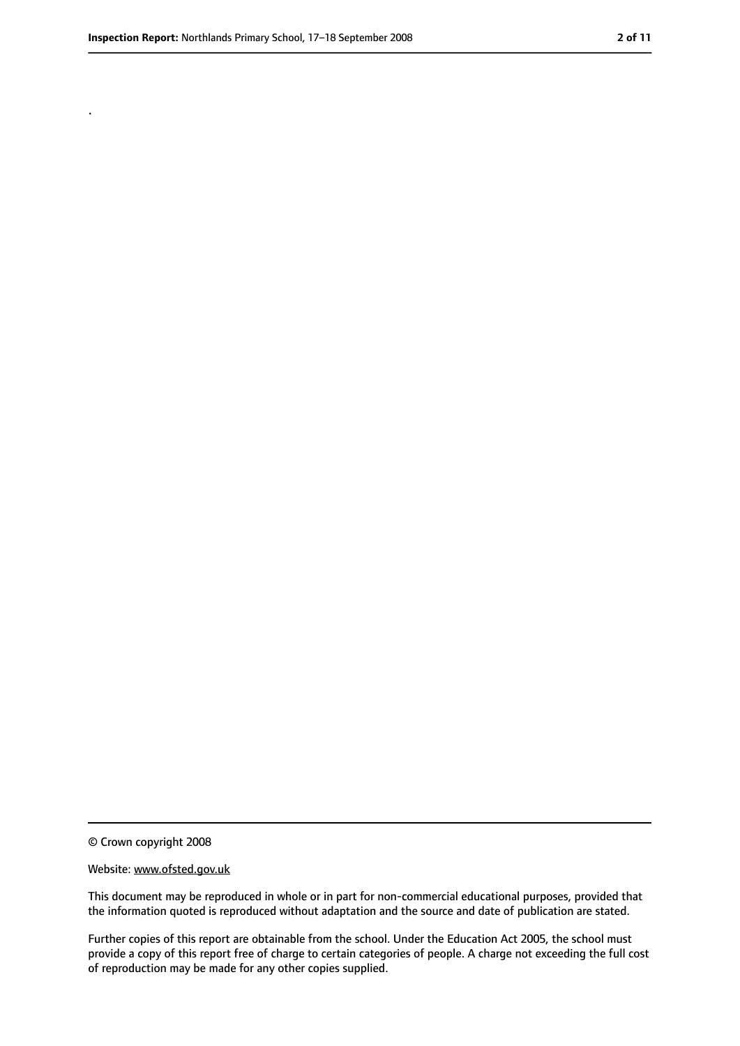.

© Crown copyright 2008

Website: www.ofsted.gov.uk

This document may be reproduced in whole or in part for non-commercial educational purposes, provided that the information quoted is reproduced without adaptation and the source and date of publication are stated.

Further copies of this report are obtainable from the school. Under the Education Act 2005, the school must provide a copy of this report free of charge to certain categories of people. A charge not exceeding the full cost of reproduction may be made for any other copies supplied.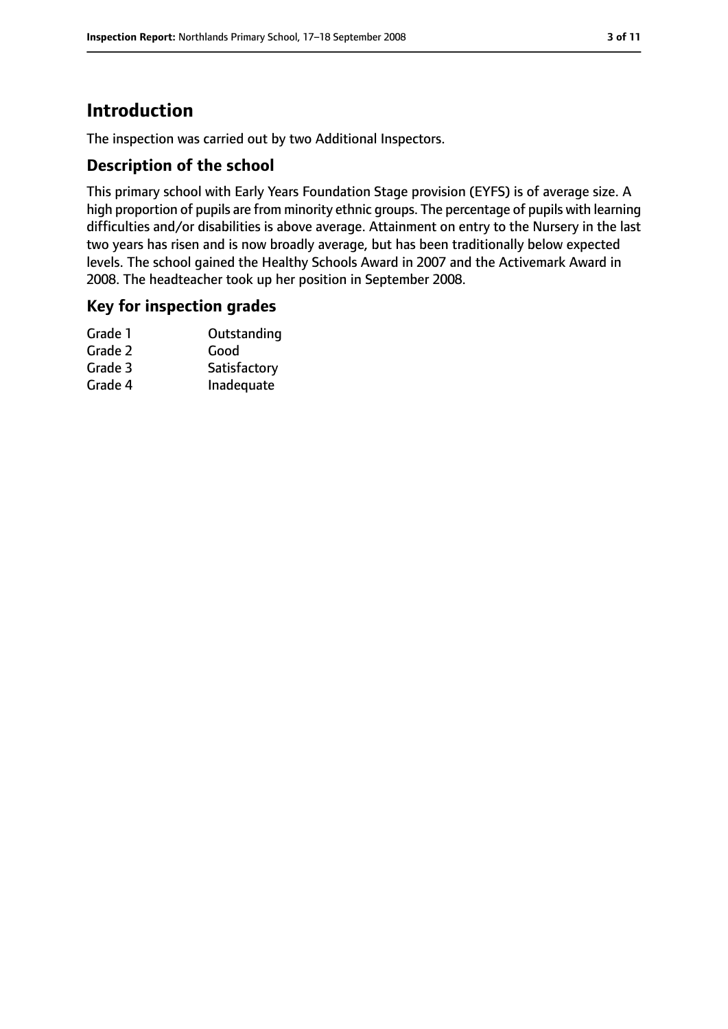# Introduction

The inspection was carried out by two Additional Inspectors.

## Description of the school

This primary school with Early Years Foundation Stage provision (EYFS) is of average size. A high proportion of pupils are from minority ethnic groups. The percentage of pupils with learning difficulties and/or disabilities is above average. Attainment on entry to the Nursery in the last two years has risen and is now broadly average, but has been traditionally below expected levels. The school gained the Healthy Schools Award in 2007 and the Activemark Award in 2008. The headteacher took up her position in September 2008.

## Key for inspection grades

| | |
|---|---|
| Grade 1 | Outstanding |
| Grade 2 | Good |
| Grade 3 | Satisfactory |
| Grade 4 | Inadequate |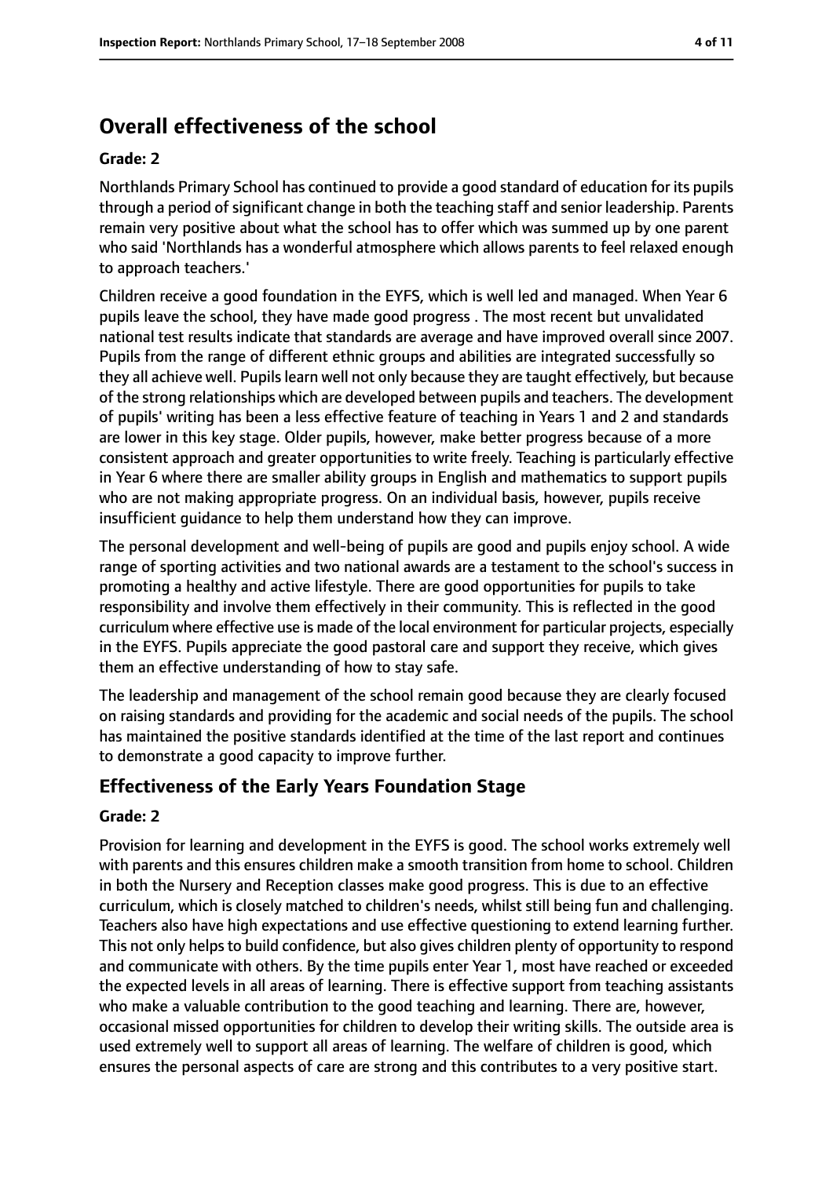## Overall effectiveness of the school

**Grade: 2**

Northlands Primary School has continued to provide a good standard of education for its pupils through a period of significant change in both the teaching staff and senior leadership. Parents remain very positive about what the school has to offer which was summed up by one parent who said 'Northlands has a wonderful atmosphere which allows parents to feel relaxed enough to approach teachers.'

Children receive a good foundation in the EYFS, which is well led and managed. When Year 6 pupils leave the school, they have made good progress . The most recent but unvalidated national test results indicate that standards are average and have improved overall since 2007. Pupils from the range of different ethnic groups and abilities are integrated successfully so they all achieve well. Pupils learn well not only because they are taught effectively, but because of the strong relationships which are developed between pupils and teachers. The development of pupils' writing has been a less effective feature of teaching in Years 1 and 2 and standards are lower in this key stage. Older pupils, however, make better progress because of a more consistent approach and greater opportunities to write freely. Teaching is particularly effective in Year 6 where there are smaller ability groups in English and mathematics to support pupils who are not making appropriate progress. On an individual basis, however, pupils receive insufficient guidance to help them understand how they can improve.

The personal development and well-being of pupils are good and pupils enjoy school. A wide range of sporting activities and two national awards are a testament to the school's success in promoting a healthy and active lifestyle. There are good opportunities for pupils to take responsibility and involve them effectively in their community. This is reflected in the good curriculum where effective use is made of the local environment for particular projects, especially in the EYFS. Pupils appreciate the good pastoral care and support they receive, which gives them an effective understanding of how to stay safe.

The leadership and management of the school remain good because they are clearly focused on raising standards and providing for the academic and social needs of the pupils. The school has maintained the positive standards identified at the time of the last report and continues to demonstrate a good capacity to improve further.

### Effectiveness of the Early Years Foundation Stage

**Grade: 2**

Provision for learning and development in the EYFS is good. The school works extremely well with parents and this ensures children make a smooth transition from home to school. Children in both the Nursery and Reception classes make good progress. This is due to an effective curriculum, which is closely matched to children's needs, whilst still being fun and challenging. Teachers also have high expectations and use effective questioning to extend learning further. This not only helps to build confidence, but also gives children plenty of opportunity to respond and communicate with others. By the time pupils enter Year 1, most have reached or exceeded the expected levels in all areas of learning. There is effective support from teaching assistants who make a valuable contribution to the good teaching and learning. There are, however, occasional missed opportunities for children to develop their writing skills. The outside area is used extremely well to support all areas of learning. The welfare of children is good, which ensures the personal aspects of care are strong and this contributes to a very positive start.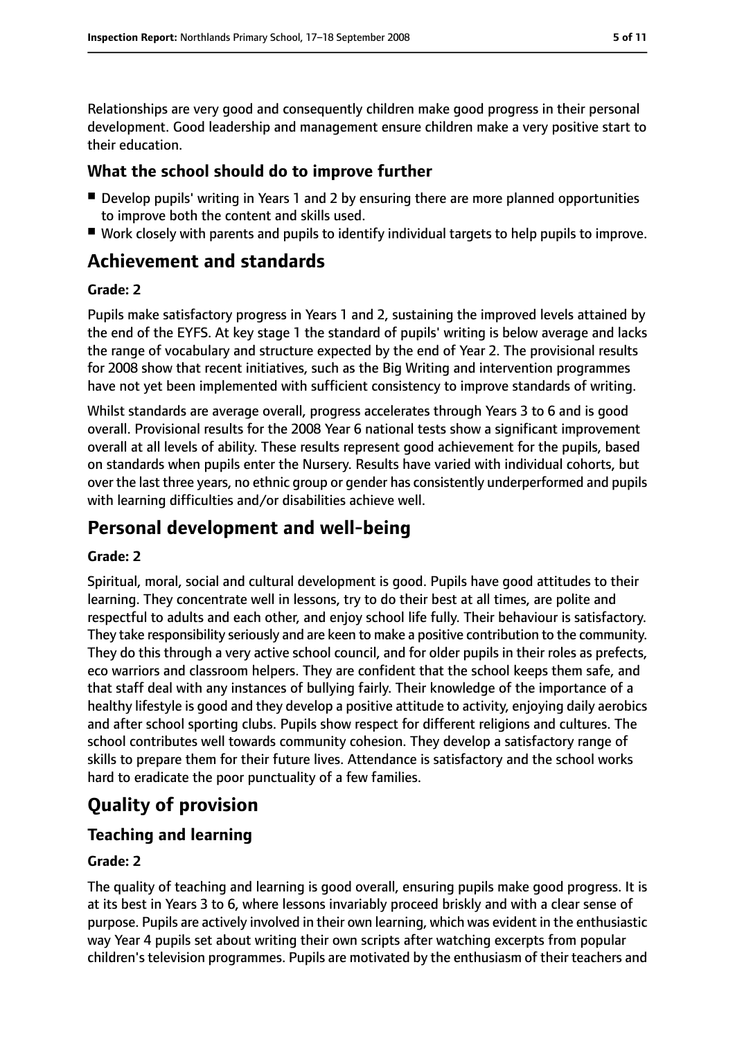Relationships are very good and consequently children make good progress in their personal development. Good leadership and management ensure children make a very positive start to their education.

### What the school should do to improve further

- Develop pupils' writing in Years 1 and 2 by ensuring there are more planned opportunities to improve both the content and skills used.
- Work closely with parents and pupils to identify individual targets to help pupils to improve.

## Achievement and standards

#### Grade: 2

Pupils make satisfactory progress in Years 1 and 2, sustaining the improved levels attained by the end of the EYFS. At key stage 1 the standard of pupils' writing is below average and lacks the range of vocabulary and structure expected by the end of Year 2. The provisional results for 2008 show that recent initiatives, such as the Big Writing and intervention programmes have not yet been implemented with sufficient consistency to improve standards of writing.

Whilst standards are average overall, progress accelerates through Years 3 to 6 and is good overall. Provisional results for the 2008 Year 6 national tests show a significant improvement overall at all levels of ability. These results represent good achievement for the pupils, based on standards when pupils enter the Nursery. Results have varied with individual cohorts, but over the last three years, no ethnic group or gender has consistently underperformed and pupils with learning difficulties and/or disabilities achieve well.

## Personal development and well-being

#### Grade: 2

Spiritual, moral, social and cultural development is good. Pupils have good attitudes to their learning. They concentrate well in lessons, try to do their best at all times, are polite and respectful to adults and each other, and enjoy school life fully. Their behaviour is satisfactory. They take responsibility seriously and are keen to make a positive contribution to the community. They do this through a very active school council, and for older pupils in their roles as prefects, eco warriors and classroom helpers. They are confident that the school keeps them safe, and that staff deal with any instances of bullying fairly. Their knowledge of the importance of a healthy lifestyle is good and they develop a positive attitude to activity, enjoying daily aerobics and after school sporting clubs. Pupils show respect for different religions and cultures. The school contributes well towards community cohesion. They develop a satisfactory range of skills to prepare them for their future lives. Attendance is satisfactory and the school works hard to eradicate the poor punctuality of a few families.

## Quality of provision

### Teaching and learning

#### Grade: 2

The quality of teaching and learning is good overall, ensuring pupils make good progress. It is at its best in Years 3 to 6, where lessons invariably proceed briskly and with a clear sense of purpose. Pupils are actively involved in their own learning, which was evident in the enthusiastic way Year 4 pupils set about writing their own scripts after watching excerpts from popular children's television programmes. Pupils are motivated by the enthusiasm of their teachers and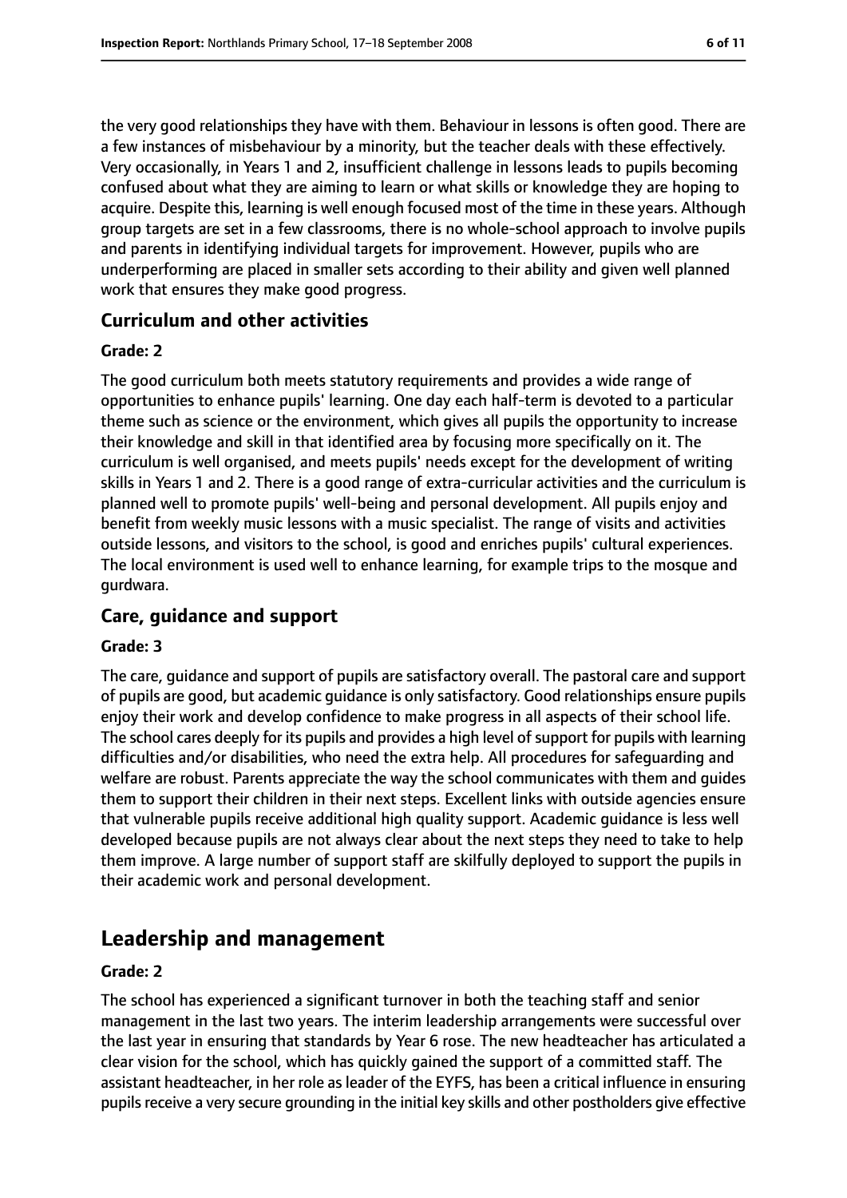the very good relationships they have with them. Behaviour in lessons is often good. There are a few instances of misbehaviour by a minority, but the teacher deals with these effectively. Very occasionally, in Years 1 and 2, insufficient challenge in lessons leads to pupils becoming confused about what they are aiming to learn or what skills or knowledge they are hoping to acquire. Despite this, learning is well enough focused most of the time in these years. Although group targets are set in a few classrooms, there is no whole-school approach to involve pupils and parents in identifying individual targets for improvement. However, pupils who are underperforming are placed in smaller sets according to their ability and given well planned work that ensures they make good progress.

### Curriculum and other activities

#### Grade: 2

The good curriculum both meets statutory requirements and provides a wide range of opportunities to enhance pupils' learning. One day each half-term is devoted to a particular theme such as science or the environment, which gives all pupils the opportunity to increase their knowledge and skill in that identified area by focusing more specifically on it. The curriculum is well organised, and meets pupils' needs except for the development of writing skills in Years 1 and 2. There is a good range of extra-curricular activities and the curriculum is planned well to promote pupils' well-being and personal development. All pupils enjoy and benefit from weekly music lessons with a music specialist. The range of visits and activities outside lessons, and visitors to the school, is good and enriches pupils' cultural experiences. The local environment is used well to enhance learning, for example trips to the mosque and gurdwara.

### Care, guidance and support

#### Grade: 3

The care, guidance and support of pupils are satisfactory overall. The pastoral care and support of pupils are good, but academic guidance is only satisfactory. Good relationships ensure pupils enjoy their work and develop confidence to make progress in all aspects of their school life. The school cares deeply for its pupils and provides a high level of support for pupils with learning difficulties and/or disabilities, who need the extra help. All procedures for safeguarding and welfare are robust. Parents appreciate the way the school communicates with them and guides them to support their children in their next steps. Excellent links with outside agencies ensure that vulnerable pupils receive additional high quality support. Academic guidance is less well developed because pupils are not always clear about the next steps they need to take to help them improve. A large number of support staff are skilfully deployed to support the pupils in their academic work and personal development.

## Leadership and management

#### Grade: 2

The school has experienced a significant turnover in both the teaching staff and senior management in the last two years. The interim leadership arrangements were successful over the last year in ensuring that standards by Year 6 rose. The new headteacher has articulated a clear vision for the school, which has quickly gained the support of a committed staff. The assistant headteacher, in her role as leader of the EYFS, has been a critical influence in ensuring pupils receive a very secure grounding in the initial key skills and other postholders give effective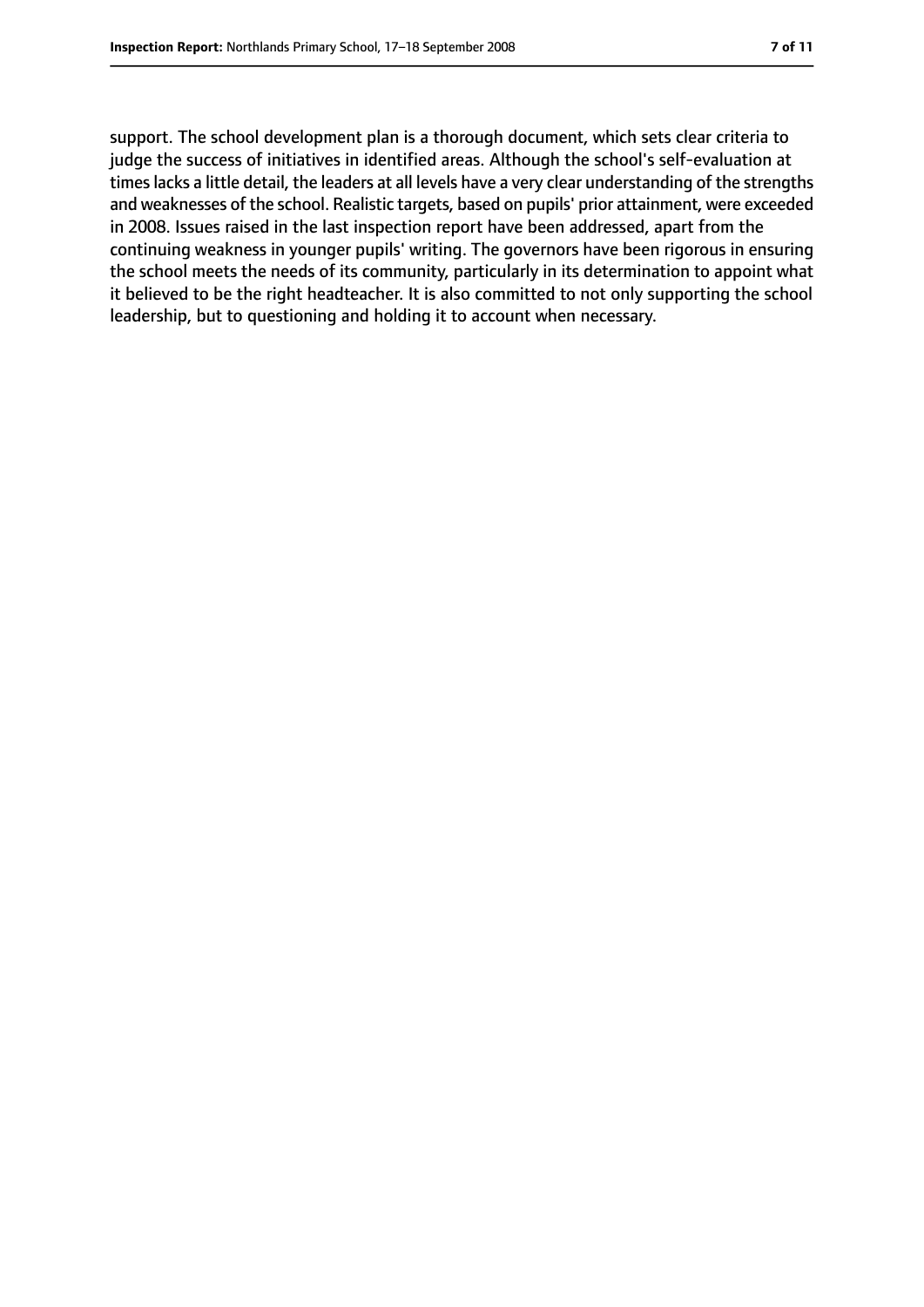support. The school development plan is a thorough document, which sets clear criteria to judge the success of initiatives in identified areas. Although the school's self-evaluation at times lacks a little detail, the leaders at all levels have a very clear understanding of the strengths and weaknesses of the school. Realistic targets, based on pupils' prior attainment, were exceeded in 2008. Issues raised in the last inspection report have been addressed, apart from the continuing weakness in younger pupils' writing. The governors have been rigorous in ensuring the school meets the needs of its community, particularly in its determination to appoint what it believed to be the right headteacher. It is also committed to not only supporting the school leadership, but to questioning and holding it to account when necessary.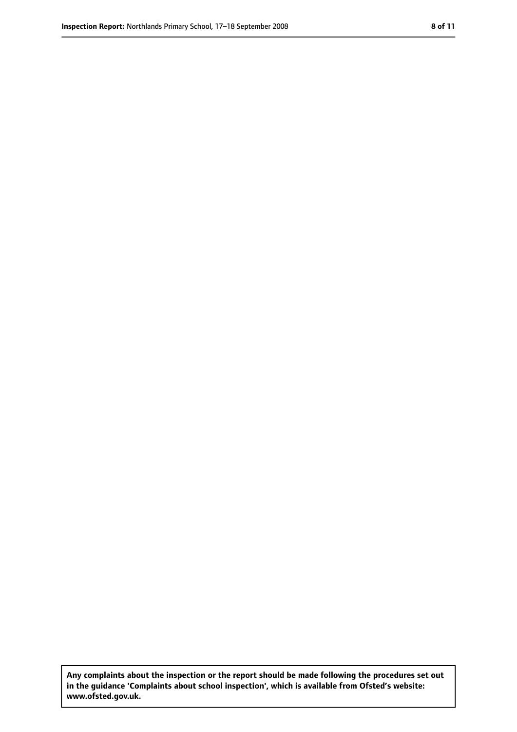**Any complaints about the inspection or the report should be made following the procedures set out in the guidance 'Complaints about school inspection', which is available from Ofsted's website: www.ofsted.gov.uk.**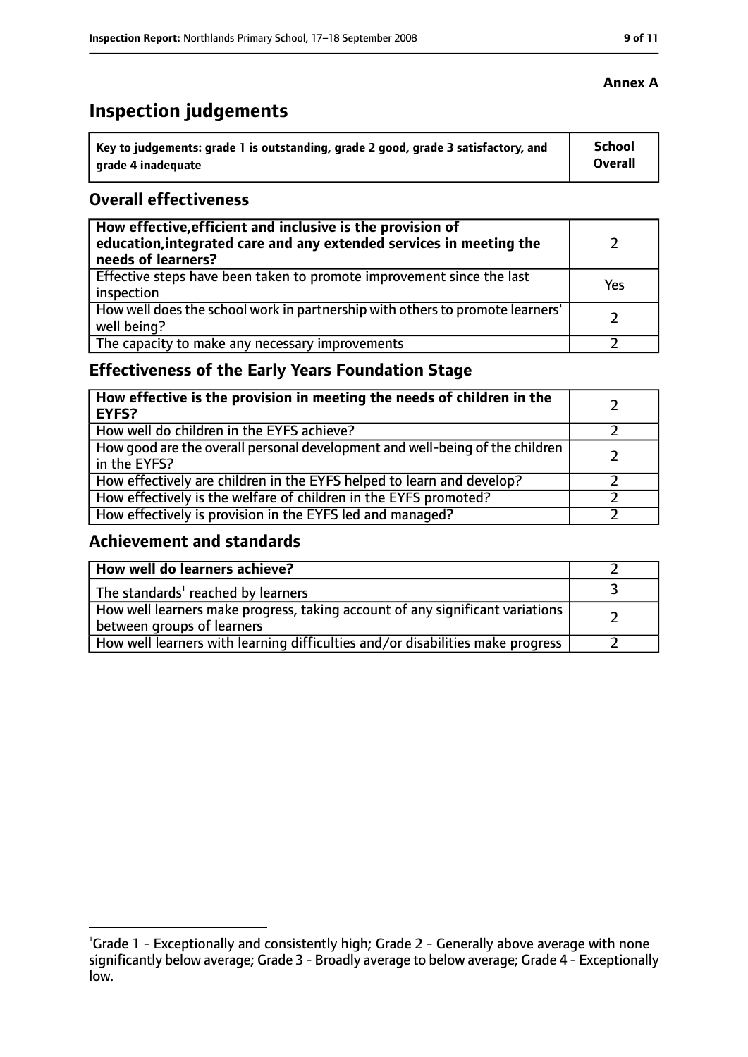**Annex A**

# Inspection judgements

| Key to judgements: grade 1 is outstanding, grade 2 good, grade 3 satisfactory, and grade 4 inadequate | School Overall |
|---|---|

## Overall effectiveness

| | |
|---|---|
| **How effective, efficient and inclusive is the provision of education, integrated care and any extended services in meeting the needs of learners?** | 2 |
| Effective steps have been taken to promote improvement since the last inspection | Yes |
| How well does the school work in partnership with others to promote learners' well being? | 2 |
| The capacity to make any necessary improvements | 2 |

## Effectiveness of the Early Years Foundation Stage

| | |
|---|---|
| **How effective is the provision in meeting the needs of children in the EYFS?** | 2 |
| How well do children in the EYFS achieve? | 2 |
| How good are the overall personal development and well-being of the children in the EYFS? | 2 |
| How effectively are children in the EYFS helped to learn and develop? | 2 |
| How effectively is the welfare of children in the EYFS promoted? | 2 |
| How effectively is provision in the EYFS led and managed? | 2 |

## Achievement and standards

| | |
|---|---|
| **How well do learners achieve?** | 2 |
| The standards[1] reached by learners | 3 |
| How well learners make progress, taking account of any significant variations between groups of learners | 2 |
| How well learners with learning difficulties and/or disabilities make progress | 2 |

[1]Grade 1 - Exceptionally and consistently high; Grade 2 - Generally above average with none significantly below average; Grade 3 - Broadly average to below average; Grade 4 - Exceptionally low.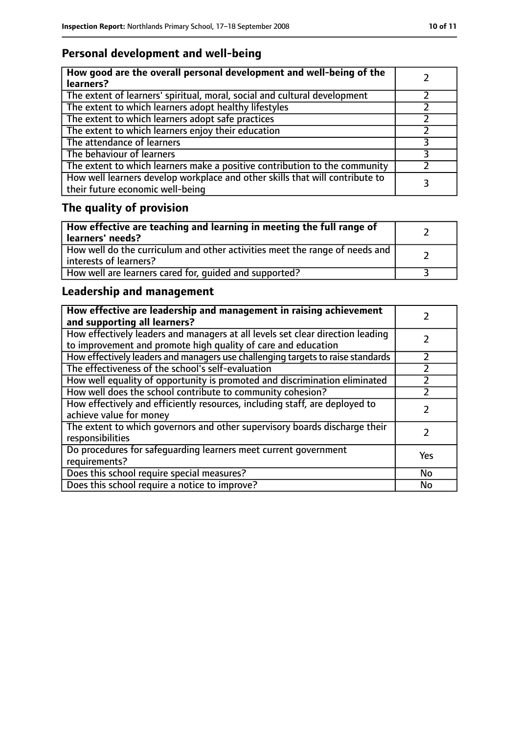## Personal development and well-being

| How good are the overall personal development and well-being of the learners? | 2 |
|---|---|
| The extent of learners' spiritual, moral, social and cultural development | 2 |
| The extent to which learners adopt healthy lifestyles | 2 |
| The extent to which learners adopt safe practices | 2 |
| The extent to which learners enjoy their education | 2 |
| The attendance of learners | 3 |
| The behaviour of learners | 3 |
| The extent to which learners make a positive contribution to the community | 2 |
| How well learners develop workplace and other skills that will contribute to their future economic well-being | 3 |

## The quality of provision

| How effective are teaching and learning in meeting the full range of learners' needs? | 2 |
|---|---|
| How well do the curriculum and other activities meet the range of needs and interests of learners? | 2 |
| How well are learners cared for, guided and supported? | 3 |

## Leadership and management

| How effective are leadership and management in raising achievement and supporting all learners? | 2 |
|---|---|
| How effectively leaders and managers at all levels set clear direction leading to improvement and promote high quality of care and education | 2 |
| How effectively leaders and managers use challenging targets to raise standards | 2 |
| The effectiveness of the school's self-evaluation | 2 |
| How well equality of opportunity is promoted and discrimination eliminated | 2 |
| How well does the school contribute to community cohesion? | 2 |
| How effectively and efficiently resources, including staff, are deployed to achieve value for money | 2 |
| The extent to which governors and other supervisory boards discharge their responsibilities | 2 |
| Do procedures for safeguarding learners meet current government requirements? | Yes |
| Does this school require special measures? | No |
| Does this school require a notice to improve? | No |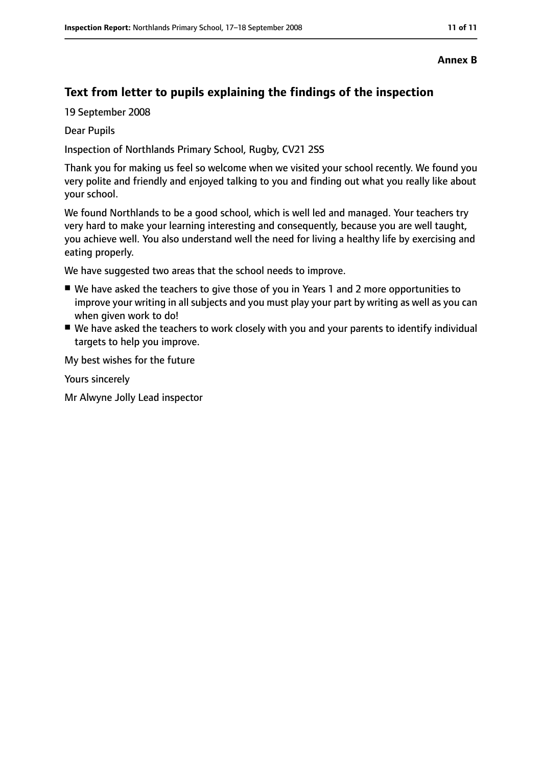**Annex B**

## Text from letter to pupils explaining the findings of the inspection

19 September 2008

Dear Pupils

Inspection of Northlands Primary School, Rugby, CV21 2SS

Thank you for making us feel so welcome when we visited your school recently. We found you very polite and friendly and enjoyed talking to you and finding out what you really like about your school.

We found Northlands to be a good school, which is well led and managed. Your teachers try very hard to make your learning interesting and consequently, because you are well taught, you achieve well. You also understand well the need for living a healthy life by exercising and eating properly.

We have suggested two areas that the school needs to improve.

- We have asked the teachers to give those of you in Years 1 and 2 more opportunities to improve your writing in all subjects and you must play your part by writing as well as you can when given work to do!
- We have asked the teachers to work closely with you and your parents to identify individual targets to help you improve.

My best wishes for the future

Yours sincerely

Mr Alwyne Jolly Lead inspector